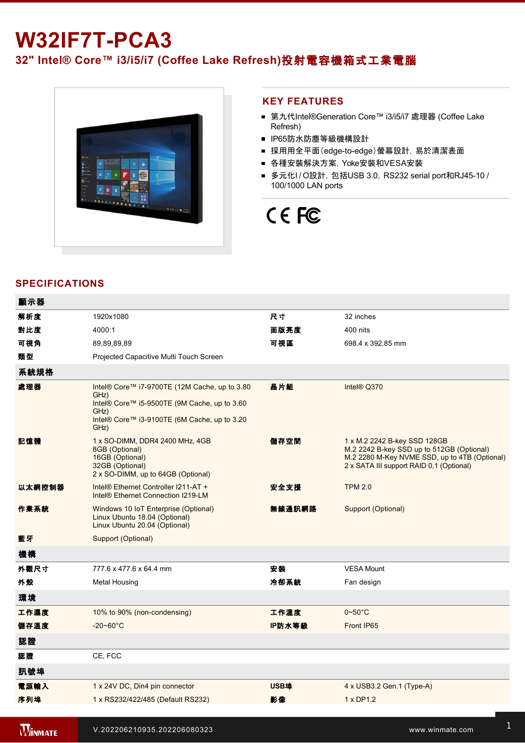# W32IF7T-PCA3

## 32" Intel® Core™ i3/i5/i7 (Coffee Lake Refresh)投射電容機箱式工業電腦

## KEY FEATURES

- 第九代Intel®Generation Core™ i3/i5/i7 處理器 (Coffee Lake Refresh)
- IP65防水防塵等級機構設計
- 採用用全平面(edge-to-edge)螢幕設計，易於清潔表面
- 各種安裝解決方案，Yoke安裝和VESA安裝
- 多元化I / O設計，包括USB 3.0，RS232 serial port和RJ45-10 / 100/1000 LAN ports

## SPECIFICATIONS

| 顯示器 | | | |
|---|---|---|---|
| 解析度 | 1920x1080 | 尺寸 | 32 inches |
| 對比度 | 4000:1 | 面版亮度 | 400 nits |
| 可視角 | 89,89,89,89 | 可視區 | 698.4 x 392.85 mm |
| 類型 | Projected Capacitive Multi Touch Screen | | |
| **系統規格** | | | |
| 處理器 | Intel® Core™ i7-9700TE (12M Cache, up to 3.80 GHz)<br>Intel® Core™ i5-9500TE (9M Cache, up to 3.60 GHz)<br>Intel® Core™ i3-9100TE (6M Cache, up to 3.20 GHz) | 晶片組 | Intel® Q370 |
| 記憶體 | 1 x SO-DIMM, DDR4 2400 MHz, 4GB<br>8GB (Optional)<br>16GB (Optional)<br>32GB (Optional)<br>2 x SO-DIMM, up to 64GB (Optional) | 儲存空間 | 1 x M.2 2242 B-key SSD 128GB<br>M.2 2242 B-key SSD up to 512GB (Optional)<br>M.2 2280 M-Key NVME SSD, up to 4TB (Optional)<br>2 x SATA III support RAID 0,1 (Optional) |
| 以太網控制器 | Intel® Ethernet Controller I211-AT +<br>Intel® Ethernet Connection I219-LM | 安全支援 | TPM 2.0 |
| 作業系統 | Windows 10 IoT Enterprise (Optional)<br>Linux Ubuntu 18.04 (Optional)<br>Linux Ubuntu 20.04 (Optional) | 無線通訊網路 | Support (Optional) |
| 藍牙 | Support (Optional) | | |
| **機構** | | | |
| 外觀尺寸 | 777.6 x 477.6 x 64.4 mm | 安裝 | VESA Mount |
| 外殼 | Metal Housing | 冷卻系統 | Fan design |
| **環境** | | | |
| 工作濕度 | 10% to 90% (non-condensing) | 工作溫度 | 0~50°C |
| 儲存溫度 | -20~60°C | IP防水等級 | Front IP65 |
| **認證** | | | |
| 認證 | CE, FCC | | |
| **訊號埠** | | | |
| 電源輸入 | 1 x 24V DC, Din4 pin connector | USB埠 | 4 x USB3.2 Gen.1 (Type-A) |
| 序列埠 | 1 x RS232/422/485 (Default RS232) | 影像 | 1 x DP1.2 |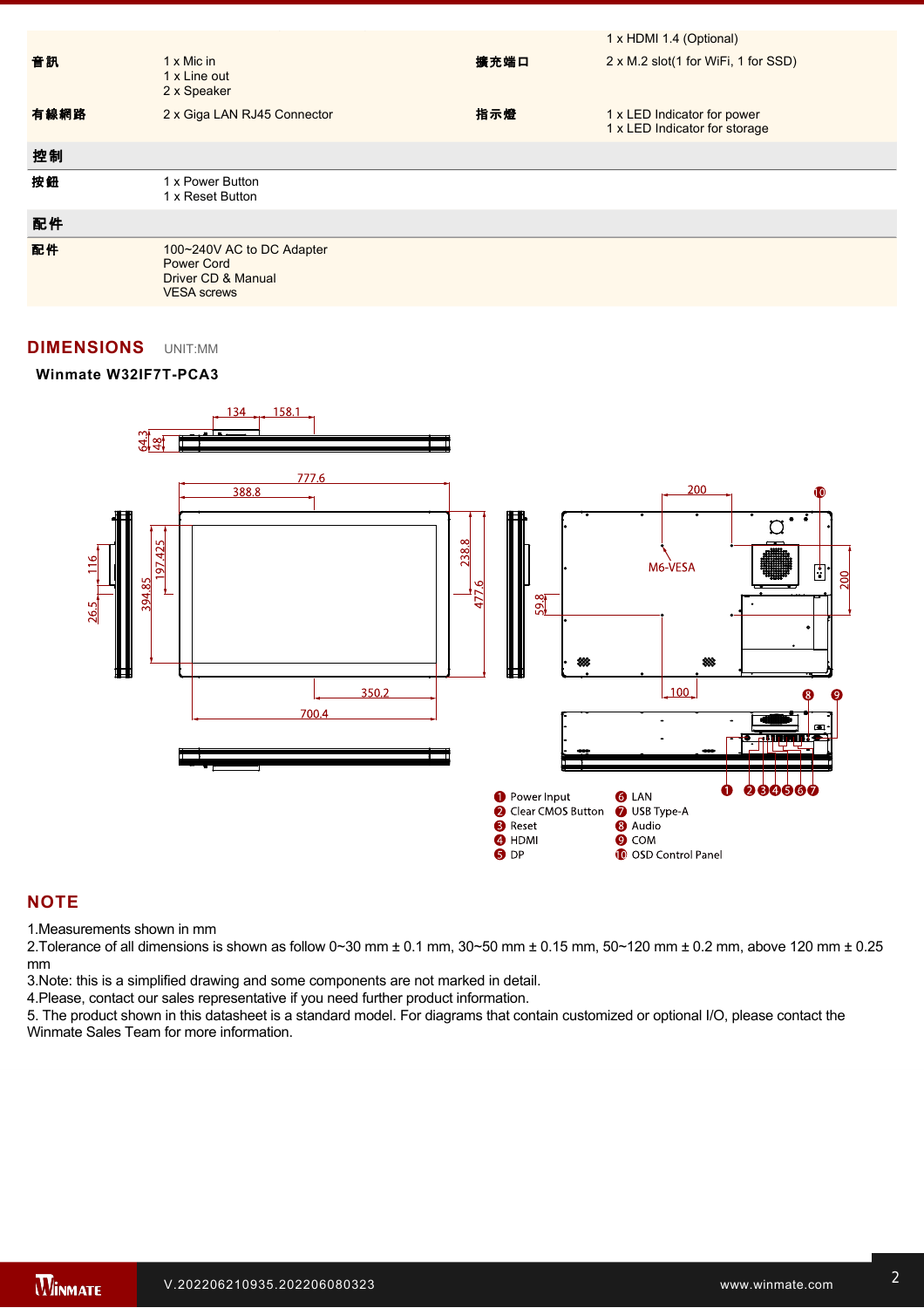| | | | |
|---|---|---|---|
| | | | 1 x HDMI 1.4 (Optional) |
| 音訊 | 1 x Mic in<br>1 x Line out<br>2 x Speaker | 擴充端口 | 2 x M.2 slot(1 for WiFi, 1 for SSD) |
| 有線網路 | 2 x Giga LAN RJ45 Connector | 指示燈 | 1 x LED Indicator for power<br>1 x LED Indicator for storage |

## 控制

| | |
|---|---|
| 按鈕 | 1 x Power Button<br>1 x Reset Button |

## 配件

| | |
|---|---|
| 配件 | 100~240V AC to DC Adapter<br>Power Cord<br>Driver CD & Manual<br>VESA screws |

## DIMENSIONS UNIT:MM

**Winmate W32IF7T-PCA3**

134
158.1
64.3
48
777.6
388.8
116
26.5
197.425
394.85
238.8
477.6
350.2
700.4
59.8
200
M6-VESA
200
100

1 Power Input
2 Clear CMOS Button
3 Reset
4 HDMI
5 DP
6 LAN
7 USB Type-A
8 Audio
9 COM
10 OSD Control Panel

## NOTE

1.Measurements shown in mm
2.Tolerance of all dimensions is shown as follow 0~30 mm ± 0.1 mm, 30~50 mm ± 0.15 mm, 50~120 mm ± 0.2 mm, above 120 mm ± 0.25 mm
3.Note: this is a simplified drawing and some components are not marked in detail.
4.Please, contact our sales representative if you need further product information.
5. The product shown in this datasheet is a standard model. For diagrams that contain customized or optional I/O, please contact the Winmate Sales Team for more information.